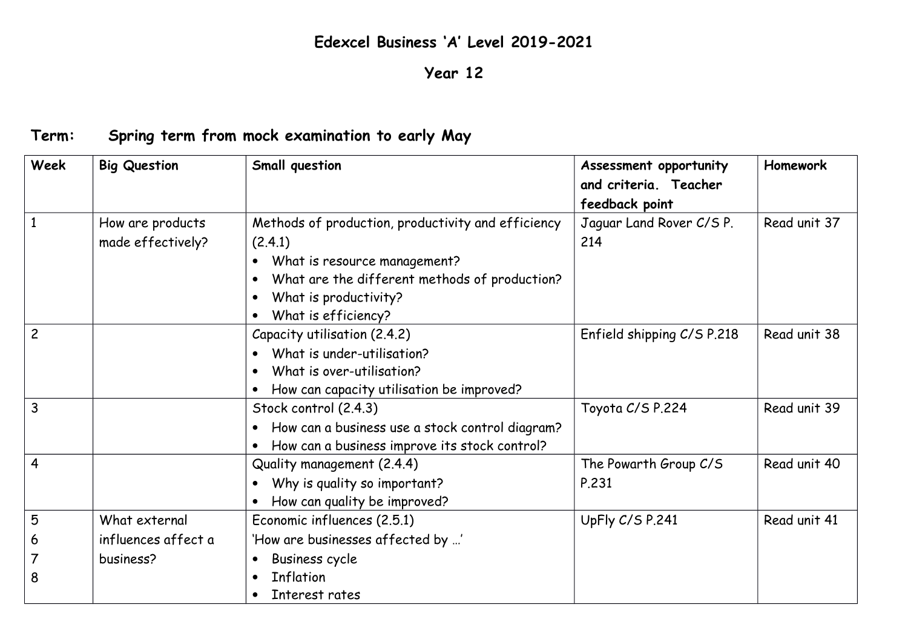# Edexcel Business 'A' Level 2019-2021

## Year 12

**Term: Spring term from mock examination to early May**

| Week | Big Question | Small question | Assessment opportunity and criteria. Teacher feedback point | Homework |
|---|---|---|---|---|
| 1 | How are products made effectively? | Methods of production, productivity and efficiency (2.4.1)<br>• What is resource management?<br>• What are the different methods of production?<br>• What is productivity?<br>• What is efficiency? | Jaguar Land Rover C/S P. 214 | Read unit 37 |
| 2 | | Capacity utilisation (2.4.2)<br>• What is under-utilisation?<br>• What is over-utilisation?<br>• How can capacity utilisation be improved? | Enfield shipping C/S P.218 | Read unit 38 |
| 3 | | Stock control (2.4.3)<br>• How can a business use a stock control diagram?<br>• How can a business improve its stock control? | Toyota C/S P.224 | Read unit 39 |
| 4 | | Quality management (2.4.4)<br>• Why is quality so important?<br>• How can quality be improved? | The Powarth Group C/S P.231 | Read unit 40 |
| 5<br>6<br>7<br>8 | What external influences affect a business? | Economic influences (2.5.1)<br>'How are businesses affected by …'<br>• Business cycle<br>• Inflation<br>• Interest rates | UpFly C/S P.241 | Read unit 41 |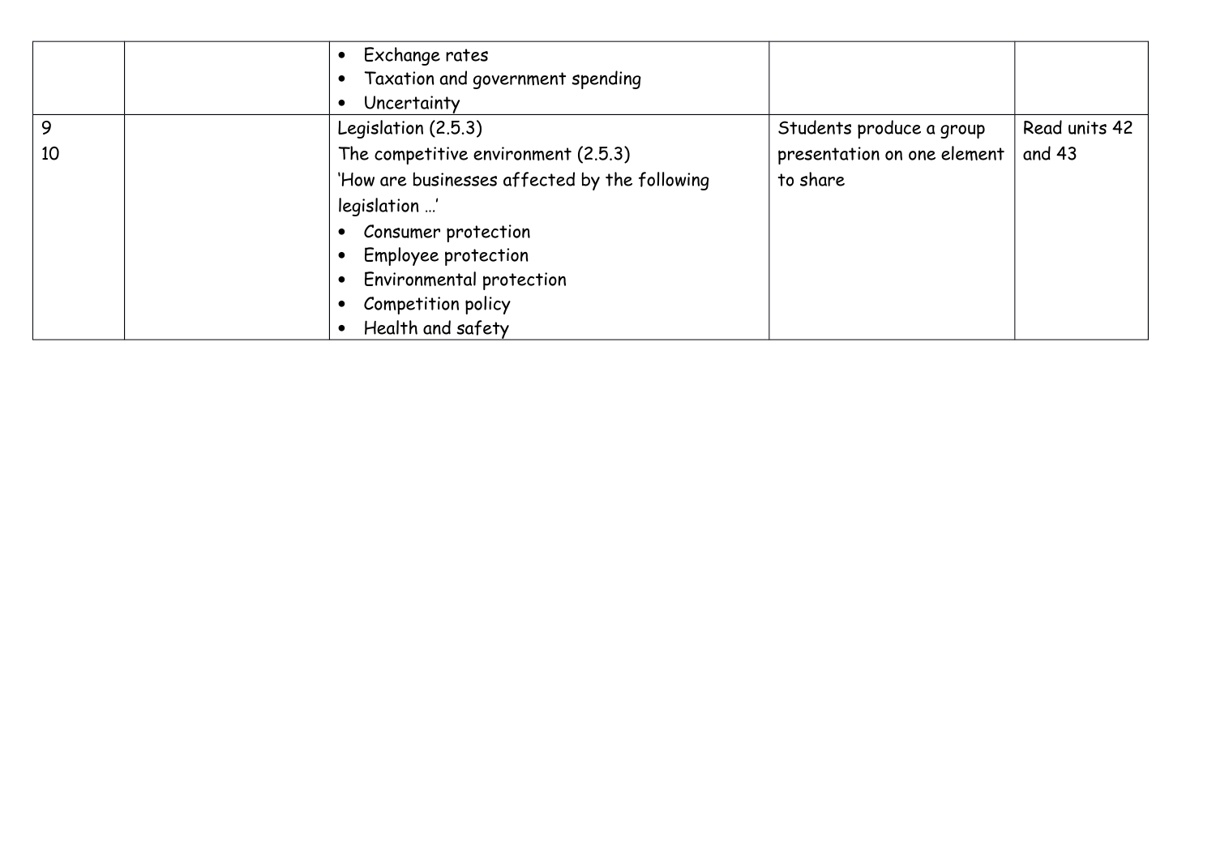| | | | | |
|---|---|---|---|---|
| | | • Exchange rates<br>• Taxation and government spending<br>• Uncertainty | | |
| 9<br>10 | | Legislation (2.5.3)<br>The competitive environment (2.5.3)<br>'How are businesses affected by the following legislation …'<br>• Consumer protection<br>• Employee protection<br>• Environmental protection<br>• Competition policy<br>• Health and safety | Students produce a group presentation on one element to share | Read units 42 and 43 |